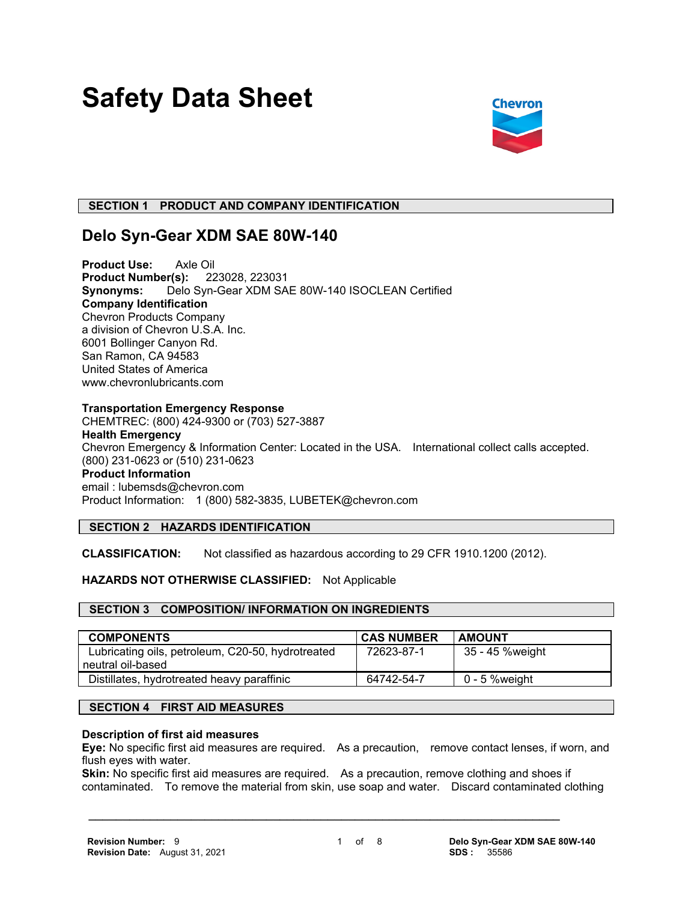# Safety Data Sheet

## SECTION 1 PRODUCT AND COMPANY IDENTIFICATION

### Delo Syn-Gear XDM SAE 80W-140

**Product Use:** Axle Oil
**Product Number(s):** 223028, 223031
**Synonyms:** Delo Syn-Gear XDM SAE 80W-140 ISOCLEAN Certified
**Company Identification**
Chevron Products Company
a division of Chevron U.S.A. Inc.
6001 Bollinger Canyon Rd.
San Ramon, CA 94583
United States of America
www.chevronlubricants.com

**Transportation Emergency Response**
CHEMTREC: (800) 424-9300 or (703) 527-3887
**Health Emergency**
Chevron Emergency & Information Center: Located in the USA. International collect calls accepted.
(800) 231-0623 or (510) 231-0623
**Product Information**
email : lubemsds@chevron.com
Product Information: 1 (800) 582-3835, LUBETEK@chevron.com

## SECTION 2 HAZARDS IDENTIFICATION

**CLASSIFICATION:** Not classified as hazardous according to 29 CFR 1910.1200 (2012).

**HAZARDS NOT OTHERWISE CLASSIFIED:** Not Applicable

## SECTION 3 COMPOSITION/ INFORMATION ON INGREDIENTS

| COMPONENTS | CAS NUMBER | AMOUNT |
|---|---|---|
| Lubricating oils, petroleum, C20-50, hydrotreated neutral oil-based | 72623-87-1 | 35 - 45 %weight |
| Distillates, hydrotreated heavy paraffinic | 64742-54-7 | 0 - 5 %weight |

## SECTION 4 FIRST AID MEASURES

**Description of first aid measures**
**Eye:** No specific first aid measures are required. As a precaution, remove contact lenses, if worn, and flush eyes with water.
**Skin:** No specific first aid measures are required. As a precaution, remove clothing and shoes if contaminated. To remove the material from skin, use soap and water. Discard contaminated clothing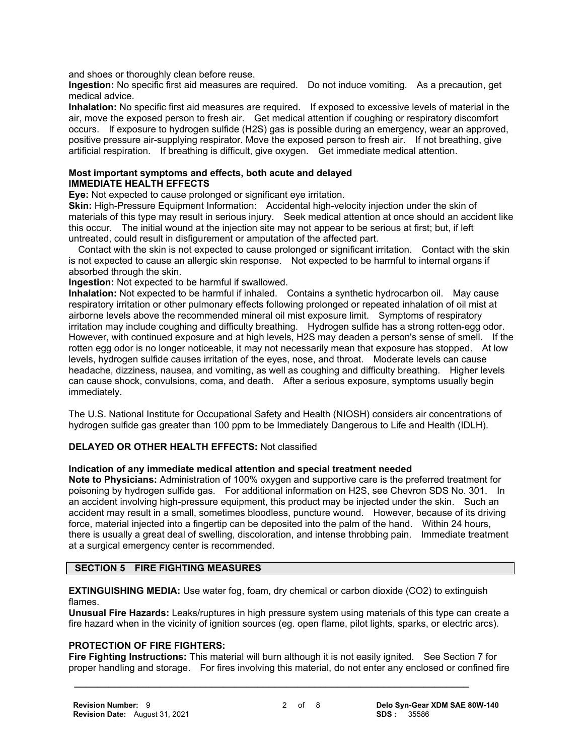and shoes or thoroughly clean before reuse.

**Ingestion:** No specific first aid measures are required. Do not induce vomiting. As a precaution, get medical advice.

**Inhalation:** No specific first aid measures are required. If exposed to excessive levels of material in the air, move the exposed person to fresh air. Get medical attention if coughing or respiratory discomfort occurs. If exposure to hydrogen sulfide (H2S) gas is possible during an emergency, wear an approved, positive pressure air-supplying respirator. Move the exposed person to fresh air. If not breathing, give artificial respiration. If breathing is difficult, give oxygen. Get immediate medical attention.

**Most important symptoms and effects, both acute and delayed**
**IMMEDIATE HEALTH EFFECTS**

**Eye:** Not expected to cause prolonged or significant eye irritation.

**Skin:** High-Pressure Equipment Information: Accidental high-velocity injection under the skin of materials of this type may result in serious injury. Seek medical attention at once should an accident like this occur. The initial wound at the injection site may not appear to be serious at first; but, if left untreated, could result in disfigurement or amputation of the affected part.

Contact with the skin is not expected to cause prolonged or significant irritation. Contact with the skin is not expected to cause an allergic skin response. Not expected to be harmful to internal organs if absorbed through the skin.

**Ingestion:** Not expected to be harmful if swallowed.

**Inhalation:** Not expected to be harmful if inhaled. Contains a synthetic hydrocarbon oil. May cause respiratory irritation or other pulmonary effects following prolonged or repeated inhalation of oil mist at airborne levels above the recommended mineral oil mist exposure limit. Symptoms of respiratory irritation may include coughing and difficulty breathing. Hydrogen sulfide has a strong rotten-egg odor. However, with continued exposure and at high levels, H2S may deaden a person's sense of smell. If the rotten egg odor is no longer noticeable, it may not necessarily mean that exposure has stopped. At low levels, hydrogen sulfide causes irritation of the eyes, nose, and throat. Moderate levels can cause headache, dizziness, nausea, and vomiting, as well as coughing and difficulty breathing. Higher levels can cause shock, convulsions, coma, and death. After a serious exposure, symptoms usually begin immediately.

The U.S. National Institute for Occupational Safety and Health (NIOSH) considers air concentrations of hydrogen sulfide gas greater than 100 ppm to be Immediately Dangerous to Life and Health (IDLH).

**DELAYED OR OTHER HEALTH EFFECTS:** Not classified

**Indication of any immediate medical attention and special treatment needed**

**Note to Physicians:** Administration of 100% oxygen and supportive care is the preferred treatment for poisoning by hydrogen sulfide gas. For additional information on H2S, see Chevron SDS No. 301. In an accident involving high-pressure equipment, this product may be injected under the skin. Such an accident may result in a small, sometimes bloodless, puncture wound. However, because of its driving force, material injected into a fingertip can be deposited into the palm of the hand. Within 24 hours, there is usually a great deal of swelling, discoloration, and intense throbbing pain. Immediate treatment at a surgical emergency center is recommended.

## SECTION 5 FIRE FIGHTING MEASURES

**EXTINGUISHING MEDIA:** Use water fog, foam, dry chemical or carbon dioxide (CO2) to extinguish flames.

**Unusual Fire Hazards:** Leaks/ruptures in high pressure system using materials of this type can create a fire hazard when in the vicinity of ignition sources (eg. open flame, pilot lights, sparks, or electric arcs).

**PROTECTION OF FIRE FIGHTERS:**

**Fire Fighting Instructions:** This material will burn although it is not easily ignited. See Section 7 for proper handling and storage. For fires involving this material, do not enter any enclosed or confined fire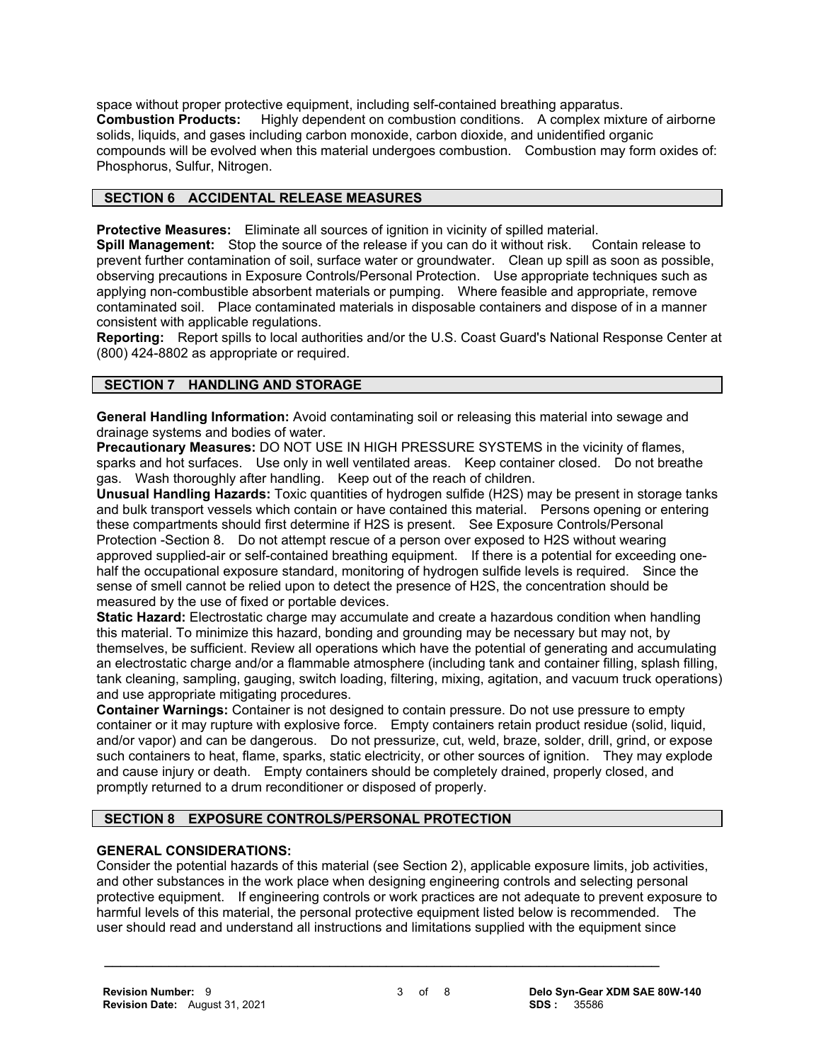space without proper protective equipment, including self-contained breathing apparatus.
**Combustion Products:** Highly dependent on combustion conditions. A complex mixture of airborne solids, liquids, and gases including carbon monoxide, carbon dioxide, and unidentified organic compounds will be evolved when this material undergoes combustion. Combustion may form oxides of: Phosphorus, Sulfur, Nitrogen.

## SECTION 6 ACCIDENTAL RELEASE MEASURES

**Protective Measures:** Eliminate all sources of ignition in vicinity of spilled material.
**Spill Management:** Stop the source of the release if you can do it without risk. Contain release to prevent further contamination of soil, surface water or groundwater. Clean up spill as soon as possible, observing precautions in Exposure Controls/Personal Protection. Use appropriate techniques such as applying non-combustible absorbent materials or pumping. Where feasible and appropriate, remove contaminated soil. Place contaminated materials in disposable containers and dispose of in a manner consistent with applicable regulations.
**Reporting:** Report spills to local authorities and/or the U.S. Coast Guard's National Response Center at (800) 424-8802 as appropriate or required.

## SECTION 7 HANDLING AND STORAGE

**General Handling Information:** Avoid contaminating soil or releasing this material into sewage and drainage systems and bodies of water.
**Precautionary Measures:** DO NOT USE IN HIGH PRESSURE SYSTEMS in the vicinity of flames, sparks and hot surfaces. Use only in well ventilated areas. Keep container closed. Do not breathe gas. Wash thoroughly after handling. Keep out of the reach of children.
**Unusual Handling Hazards:** Toxic quantities of hydrogen sulfide ($H_2S$) may be present in storage tanks and bulk transport vessels which contain or have contained this material. Persons opening or entering these compartments should first determine if $H_2S$ is present. See Exposure Controls/Personal Protection -Section 8. Do not attempt rescue of a person over exposed to $H_2S$ without wearing approved supplied-air or self-contained breathing equipment. If there is a potential for exceeding one-half the occupational exposure standard, monitoring of hydrogen sulfide levels is required. Since the sense of smell cannot be relied upon to detect the presence of $H_2S$, the concentration should be measured by the use of fixed or portable devices.
**Static Hazard:** Electrostatic charge may accumulate and create a hazardous condition when handling this material. To minimize this hazard, bonding and grounding may be necessary but may not, by themselves, be sufficient. Review all operations which have the potential of generating and accumulating an electrostatic charge and/or a flammable atmosphere (including tank and container filling, splash filling, tank cleaning, sampling, gauging, switch loading, filtering, mixing, agitation, and vacuum truck operations) and use appropriate mitigating procedures.
**Container Warnings:** Container is not designed to contain pressure. Do not use pressure to empty container or it may rupture with explosive force. Empty containers retain product residue (solid, liquid, and/or vapor) and can be dangerous. Do not pressurize, cut, weld, braze, solder, drill, grind, or expose such containers to heat, flame, sparks, static electricity, or other sources of ignition. They may explode and cause injury or death. Empty containers should be completely drained, properly closed, and promptly returned to a drum reconditioner or disposed of properly.

## SECTION 8 EXPOSURE CONTROLS/PERSONAL PROTECTION

**GENERAL CONSIDERATIONS:**
Consider the potential hazards of this material (see Section 2), applicable exposure limits, job activities, and other substances in the work place when designing engineering controls and selecting personal protective equipment. If engineering controls or work practices are not adequate to prevent exposure to harmful levels of this material, the personal protective equipment listed below is recommended. The user should read and understand all instructions and limitations supplied with the equipment since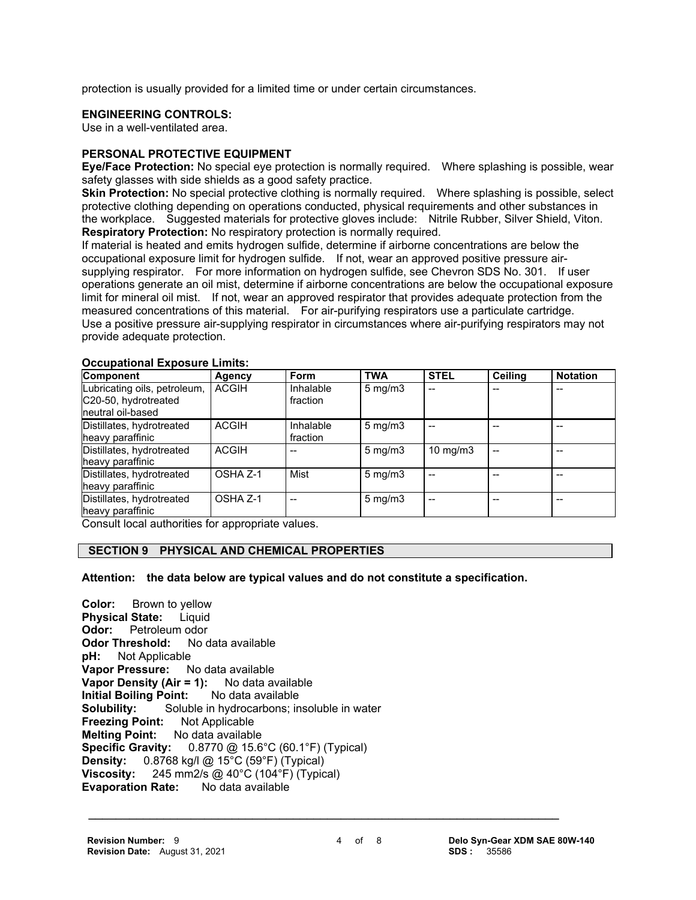protection is usually provided for a limited time or under certain circumstances.

**ENGINEERING CONTROLS:**
Use in a well-ventilated area.

**PERSONAL PROTECTIVE EQUIPMENT**

**Eye/Face Protection:** No special eye protection is normally required. Where splashing is possible, wear safety glasses with side shields as a good safety practice.

**Skin Protection:** No special protective clothing is normally required. Where splashing is possible, select protective clothing depending on operations conducted, physical requirements and other substances in the workplace. Suggested materials for protective gloves include: Nitrile Rubber, Silver Shield, Viton.

**Respiratory Protection:** No respiratory protection is normally required.

If material is heated and emits hydrogen sulfide, determine if airborne concentrations are below the occupational exposure limit for hydrogen sulfide. If not, wear an approved positive pressure air-supplying respirator. For more information on hydrogen sulfide, see Chevron SDS No. 301. If user operations generate an oil mist, determine if airborne concentrations are below the occupational exposure limit for mineral oil mist. If not, wear an approved respirator that provides adequate protection from the measured concentrations of this material. For air-purifying respirators use a particulate cartridge. Use a positive pressure air-supplying respirator in circumstances where air-purifying respirators may not provide adequate protection.

**Occupational Exposure Limits:**

| Component | Agency | Form | TWA | STEL | Ceiling | Notation |
|---|---|---|---|---|---|---|
| Lubricating oils, petroleum, C20-50, hydrotreated neutral oil-based | ACGIH | Inhalable fraction | 5 mg/m3 | -- | -- | -- |
| Distillates, hydrotreated heavy paraffinic | ACGIH | Inhalable fraction | 5 mg/m3 | -- | -- | -- |
| Distillates, hydrotreated heavy paraffinic | ACGIH | -- | 5 mg/m3 | 10 mg/m3 | -- | -- |
| Distillates, hydrotreated heavy paraffinic | OSHA Z-1 | Mist | 5 mg/m3 | -- | -- | -- |
| Distillates, hydrotreated heavy paraffinic | OSHA Z-1 | -- | 5 mg/m3 | -- | -- | -- |

Consult local authorities for appropriate values.

## SECTION 9 PHYSICAL AND CHEMICAL PROPERTIES

**Attention: the data below are typical values and do not constitute a specification.**

**Color:** Brown to yellow
**Physical State:** Liquid
**Odor:** Petroleum odor
**Odor Threshold:** No data available
**pH:** Not Applicable
**Vapor Pressure:** No data available
**Vapor Density (Air = 1):** No data available
**Initial Boiling Point:** No data available
**Solubility:** Soluble in hydrocarbons; insoluble in water
**Freezing Point:** Not Applicable
**Melting Point:** No data available
**Specific Gravity:** 0.8770 @ 15.6°C (60.1°F) (Typical)
**Density:** 0.8768 kg/l @ 15°C (59°F) (Typical)
**Viscosity:** 245 mm2/s @ 40°C (104°F) (Typical)
**Evaporation Rate:** No data available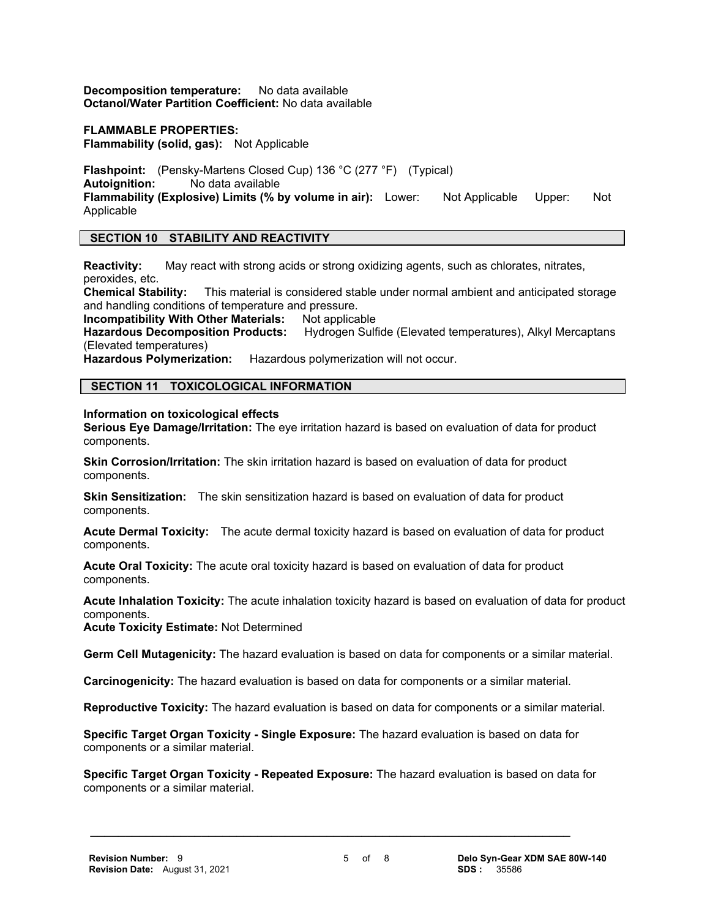**Decomposition temperature:** No data available
**Octanol/Water Partition Coefficient:** No data available

**FLAMMABLE PROPERTIES:**
**Flammability (solid, gas):** Not Applicable

**Flashpoint:** (Pensky-Martens Closed Cup) 136 °C (277 °F) (Typical)
**Autoignition:** No data available
**Flammability (Explosive) Limits (% by volume in air):** Lower: Not Applicable Upper: Not Applicable

## SECTION 10 STABILITY AND REACTIVITY

**Reactivity:** May react with strong acids or strong oxidizing agents, such as chlorates, nitrates, peroxides, etc.
**Chemical Stability:** This material is considered stable under normal ambient and anticipated storage and handling conditions of temperature and pressure.
**Incompatibility With Other Materials:** Not applicable
**Hazardous Decomposition Products:** Hydrogen Sulfide (Elevated temperatures), Alkyl Mercaptans (Elevated temperatures)
**Hazardous Polymerization:** Hazardous polymerization will not occur.

## SECTION 11 TOXICOLOGICAL INFORMATION

**Information on toxicological effects**
**Serious Eye Damage/Irritation:** The eye irritation hazard is based on evaluation of data for product components.

**Skin Corrosion/Irritation:** The skin irritation hazard is based on evaluation of data for product components.

**Skin Sensitization:** The skin sensitization hazard is based on evaluation of data for product components.

**Acute Dermal Toxicity:** The acute dermal toxicity hazard is based on evaluation of data for product components.

**Acute Oral Toxicity:** The acute oral toxicity hazard is based on evaluation of data for product components.

**Acute Inhalation Toxicity:** The acute inhalation toxicity hazard is based on evaluation of data for product components.
**Acute Toxicity Estimate:** Not Determined

**Germ Cell Mutagenicity:** The hazard evaluation is based on data for components or a similar material.

**Carcinogenicity:** The hazard evaluation is based on data for components or a similar material.

**Reproductive Toxicity:** The hazard evaluation is based on data for components or a similar material.

**Specific Target Organ Toxicity - Single Exposure:** The hazard evaluation is based on data for components or a similar material.

**Specific Target Organ Toxicity - Repeated Exposure:** The hazard evaluation is based on data for components or a similar material.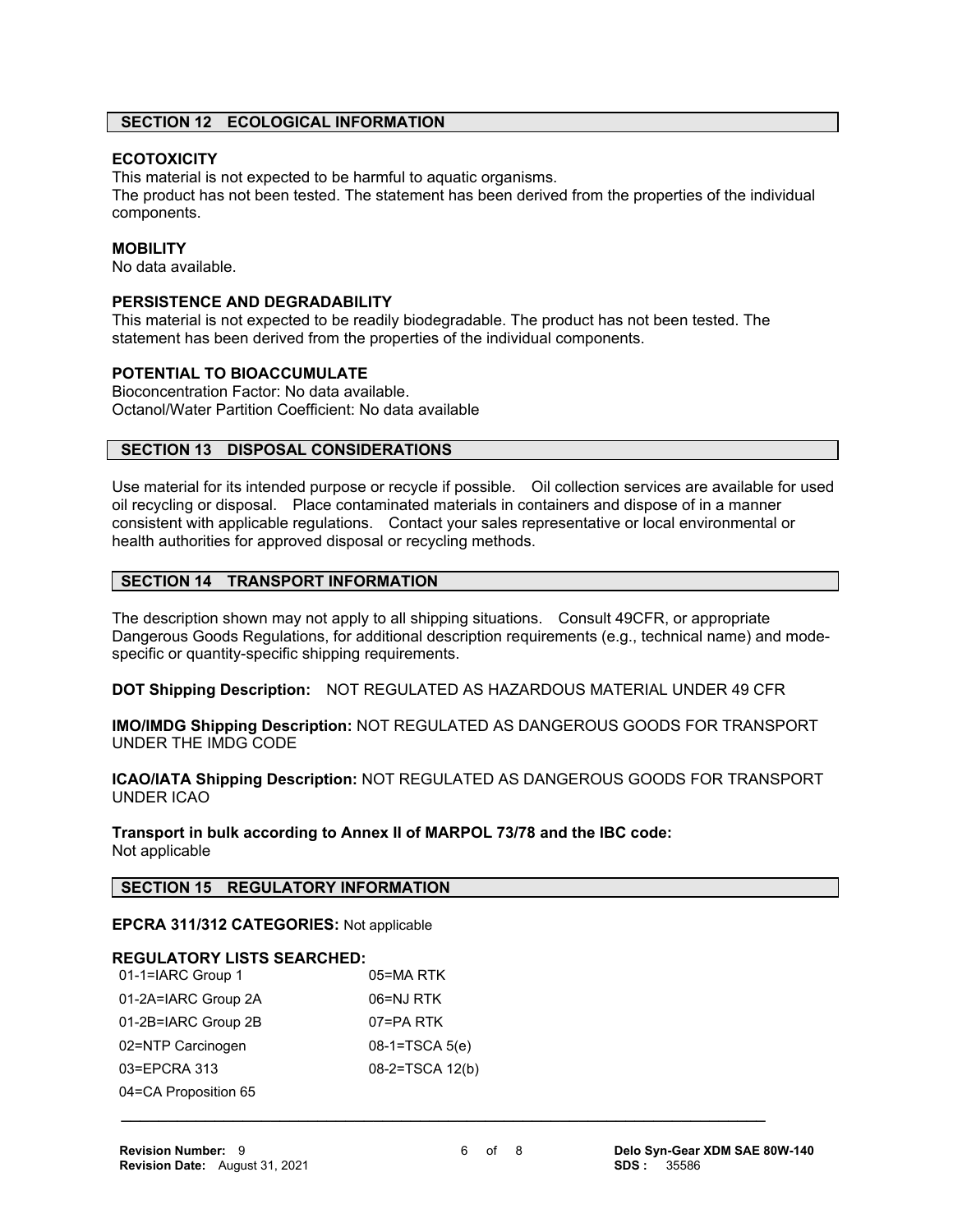## SECTION 12 ECOLOGICAL INFORMATION

**ECOTOXICITY**
This material is not expected to be harmful to aquatic organisms.
The product has not been tested. The statement has been derived from the properties of the individual components.

**MOBILITY**
No data available.

**PERSISTENCE AND DEGRADABILITY**
This material is not expected to be readily biodegradable. The product has not been tested. The statement has been derived from the properties of the individual components.

**POTENTIAL TO BIOACCUMULATE**
Bioconcentration Factor: No data available.
Octanol/Water Partition Coefficient: No data available

## SECTION 13 DISPOSAL CONSIDERATIONS

Use material for its intended purpose or recycle if possible. Oil collection services are available for used oil recycling or disposal. Place contaminated materials in containers and dispose of in a manner consistent with applicable regulations. Contact your sales representative or local environmental or health authorities for approved disposal or recycling methods.

## SECTION 14 TRANSPORT INFORMATION

The description shown may not apply to all shipping situations. Consult 49CFR, or appropriate Dangerous Goods Regulations, for additional description requirements (e.g., technical name) and mode-specific or quantity-specific shipping requirements.

**DOT Shipping Description:** NOT REGULATED AS HAZARDOUS MATERIAL UNDER 49 CFR

**IMO/IMDG Shipping Description:** NOT REGULATED AS DANGEROUS GOODS FOR TRANSPORT UNDER THE IMDG CODE

**ICAO/IATA Shipping Description:** NOT REGULATED AS DANGEROUS GOODS FOR TRANSPORT UNDER ICAO

**Transport in bulk according to Annex II of MARPOL 73/78 and the IBC code:**
Not applicable

## SECTION 15 REGULATORY INFORMATION

**EPCRA 311/312 CATEGORIES:** Not applicable

**REGULATORY LISTS SEARCHED:**

| | |
|---|---|
| 01-1=IARC Group 1 | 05=MA RTK |
| 01-2A=IARC Group 2A | 06=NJ RTK |
| 01-2B=IARC Group 2B | 07=PA RTK |
| 02=NTP Carcinogen | 08-1=TSCA 5(e) |
| 03=EPCRA 313 | 08-2=TSCA 12(b) |
| 04=CA Proposition 65 | |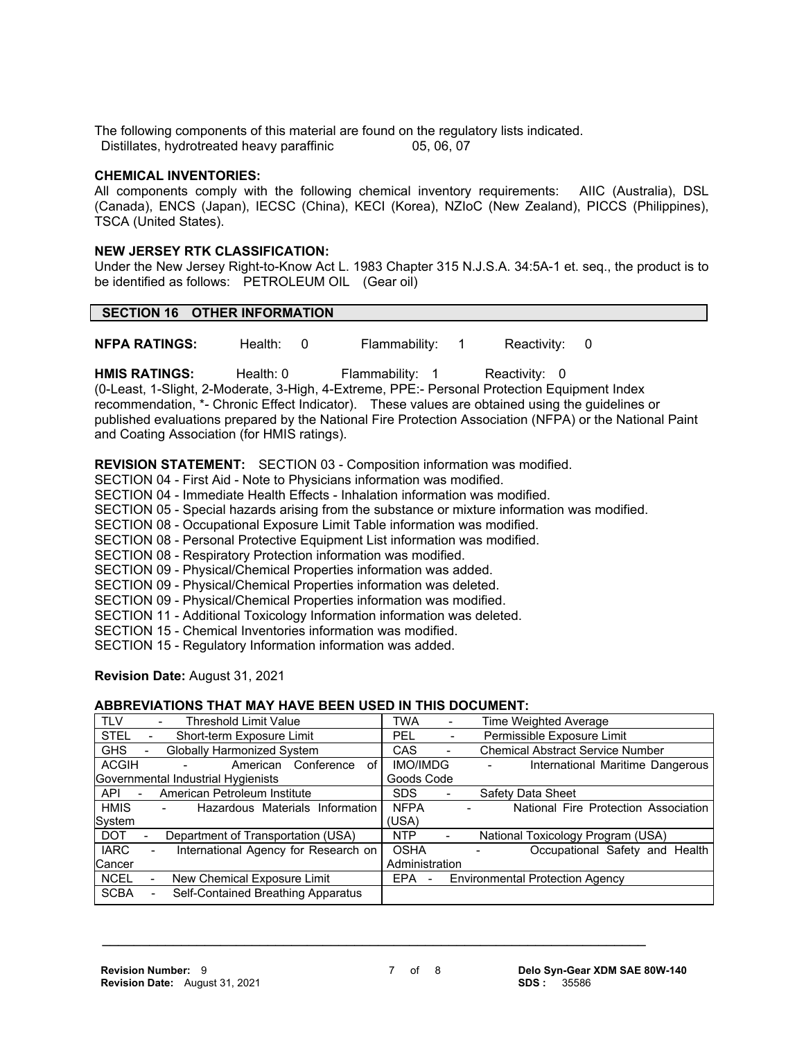The following components of this material are found on the regulatory lists indicated.

Distillates, hydrotreated heavy paraffinic 05, 06, 07

**CHEMICAL INVENTORIES:**

All components comply with the following chemical inventory requirements: AIIC (Australia), DSL (Canada), ENCS (Japan), IECSC (China), KECI (Korea), NZIoC (New Zealand), PICCS (Philippines), TSCA (United States).

**NEW JERSEY RTK CLASSIFICATION:**

Under the New Jersey Right-to-Know Act L. 1983 Chapter 315 N.J.S.A. 34:5A-1 et. seq., the product is to be identified as follows: PETROLEUM OIL (Gear oil)

## SECTION 16 OTHER INFORMATION

**NFPA RATINGS:** Health: 0 Flammability: 1 Reactivity: 0

**HMIS RATINGS:** Health: 0 Flammability: 1 Reactivity: 0

(0-Least, 1-Slight, 2-Moderate, 3-High, 4-Extreme, PPE:- Personal Protection Equipment Index recommendation, *- Chronic Effect Indicator). These values are obtained using the guidelines or published evaluations prepared by the National Fire Protection Association (NFPA) or the National Paint and Coating Association (for HMIS ratings).

**REVISION STATEMENT:** SECTION 03 - Composition information was modified.

SECTION 04 - First Aid - Note to Physicians information was modified.

SECTION 04 - Immediate Health Effects - Inhalation information was modified.

SECTION 05 - Special hazards arising from the substance or mixture information was modified.

SECTION 08 - Occupational Exposure Limit Table information was modified.

SECTION 08 - Personal Protective Equipment List information was modified.

SECTION 08 - Respiratory Protection information was modified.

SECTION 09 - Physical/Chemical Properties information was added.

SECTION 09 - Physical/Chemical Properties information was deleted.

SECTION 09 - Physical/Chemical Properties information was modified.

SECTION 11 - Additional Toxicology Information information was deleted.

SECTION 15 - Chemical Inventories information was modified.

SECTION 15 - Regulatory Information information was added.

**Revision Date:** August 31, 2021

**ABBREVIATIONS THAT MAY HAVE BEEN USED IN THIS DOCUMENT:**

| | |
|---|---|
| TLV - Threshold Limit Value | TWA - Time Weighted Average |
| STEL - Short-term Exposure Limit | PEL - Permissible Exposure Limit |
| GHS - Globally Harmonized System | CAS - Chemical Abstract Service Number |
| ACGIH - American Conference of Governmental Industrial Hygienists | IMO/IMDG - International Maritime Dangerous Goods Code |
| API - American Petroleum Institute | SDS - Safety Data Sheet |
| HMIS - Hazardous Materials Information System | NFPA - National Fire Protection Association (USA) |
| DOT - Department of Transportation (USA) | NTP - National Toxicology Program (USA) |
| IARC - International Agency for Research on Cancer | OSHA - Occupational Safety and Health Administration |
| NCEL - New Chemical Exposure Limit | EPA - Environmental Protection Agency |
| SCBA - Self-Contained Breathing Apparatus | |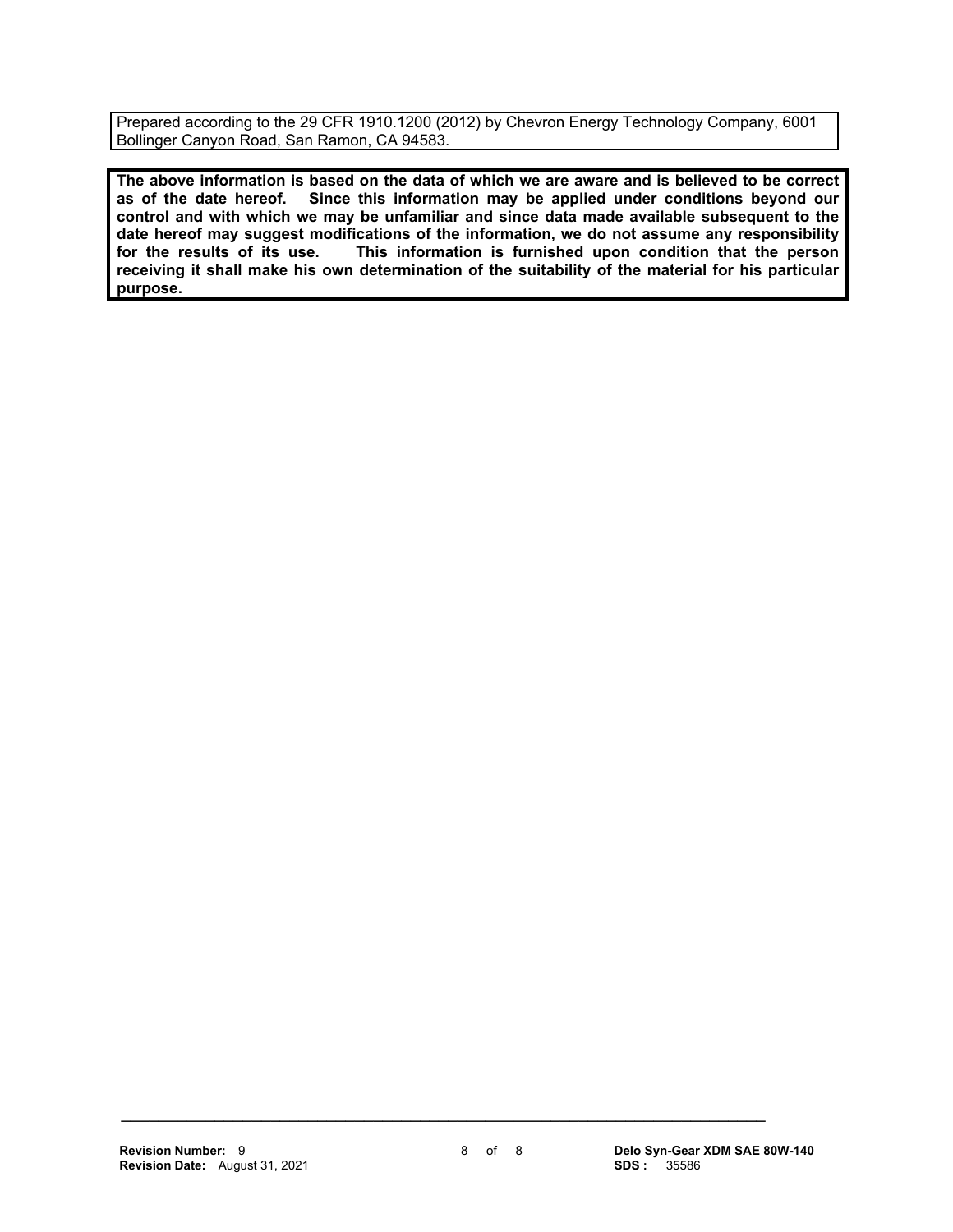Prepared according to the 29 CFR 1910.1200 (2012) by Chevron Energy Technology Company, 6001 Bollinger Canyon Road, San Ramon, CA 94583.

**The above information is based on the data of which we are aware and is believed to be correct as of the date hereof. Since this information may be applied under conditions beyond our control and with which we may be unfamiliar and since data made available subsequent to the date hereof may suggest modifications of the information, we do not assume any responsibility for the results of its use. This information is furnished upon condition that the person receiving it shall make his own determination of the suitability of the material for his particular purpose.**